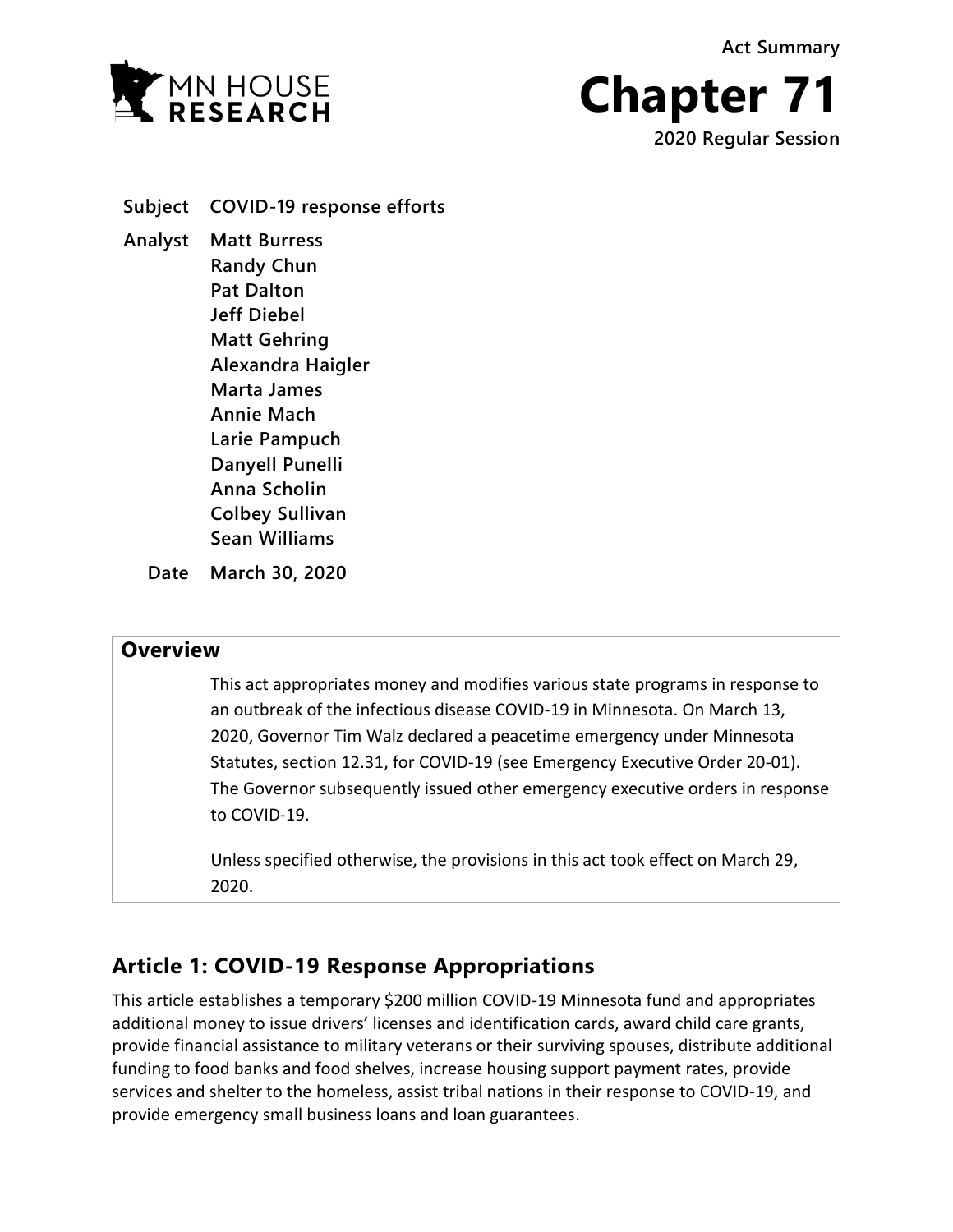MN HOUSE RESEARCH

Act Summary

# Chapter 71

**2020 Regular Session**

**Subject** COVID-19 response efforts

**Analyst** Matt Burress
Randy Chun
Pat Dalton
Jeff Diebel
Matt Gehring
Alexandra Haigler
Marta James
Annie Mach
Larie Pampuch
Danyell Punelli
Anna Scholin
Colbey Sullivan
Sean Williams

**Date** March 30, 2020

## Overview

This act appropriates money and modifies various state programs in response to an outbreak of the infectious disease COVID-19 in Minnesota. On March 13, 2020, Governor Tim Walz declared a peacetime emergency under Minnesota Statutes, section 12.31, for COVID-19 (see Emergency Executive Order 20-01). The Governor subsequently issued other emergency executive orders in response to COVID-19.

Unless specified otherwise, the provisions in this act took effect on March 29, 2020.

## Article 1: COVID-19 Response Appropriations

This article establishes a temporary $200 million COVID-19 Minnesota fund and appropriates additional money to issue drivers' licenses and identification cards, award child care grants, provide financial assistance to military veterans or their surviving spouses, distribute additional funding to food banks and food shelves, increase housing support payment rates, provide services and shelter to the homeless, assist tribal nations in their response to COVID-19, and provide emergency small business loans and loan guarantees.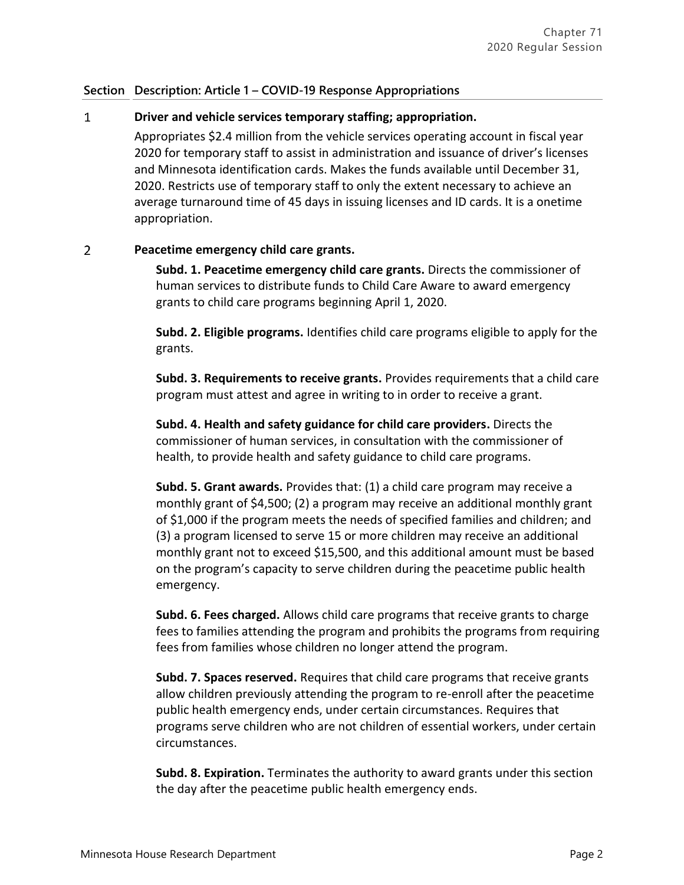| Section | Description: Article 1 – COVID-19 Response Appropriations |
|---|---|

**1 Driver and vehicle services temporary staffing; appropriation.**

Appropriates $2.4 million from the vehicle services operating account in fiscal year 2020 for temporary staff to assist in administration and issuance of driver's licenses and Minnesota identification cards. Makes the funds available until December 31, 2020. Restricts use of temporary staff to only the extent necessary to achieve an average turnaround time of 45 days in issuing licenses and ID cards. It is a onetime appropriation.

**2 Peacetime emergency child care grants.**

**Subd. 1. Peacetime emergency child care grants.** Directs the commissioner of human services to distribute funds to Child Care Aware to award emergency grants to child care programs beginning April 1, 2020.

**Subd. 2. Eligible programs.** Identifies child care programs eligible to apply for the grants.

**Subd. 3. Requirements to receive grants.** Provides requirements that a child care program must attest and agree in writing to in order to receive a grant.

**Subd. 4. Health and safety guidance for child care providers.** Directs the commissioner of human services, in consultation with the commissioner of health, to provide health and safety guidance to child care programs.

**Subd. 5. Grant awards.** Provides that: (1) a child care program may receive a monthly grant of $4,500; (2) a program may receive an additional monthly grant of $1,000 if the program meets the needs of specified families and children; and (3) a program licensed to serve 15 or more children may receive an additional monthly grant not to exceed $15,500, and this additional amount must be based on the program's capacity to serve children during the peacetime public health emergency.

**Subd. 6. Fees charged.** Allows child care programs that receive grants to charge fees to families attending the program and prohibits the programs from requiring fees from families whose children no longer attend the program.

**Subd. 7. Spaces reserved.** Requires that child care programs that receive grants allow children previously attending the program to re-enroll after the peacetime public health emergency ends, under certain circumstances. Requires that programs serve children who are not children of essential workers, under certain circumstances.

**Subd. 8. Expiration.** Terminates the authority to award grants under this section the day after the peacetime public health emergency ends.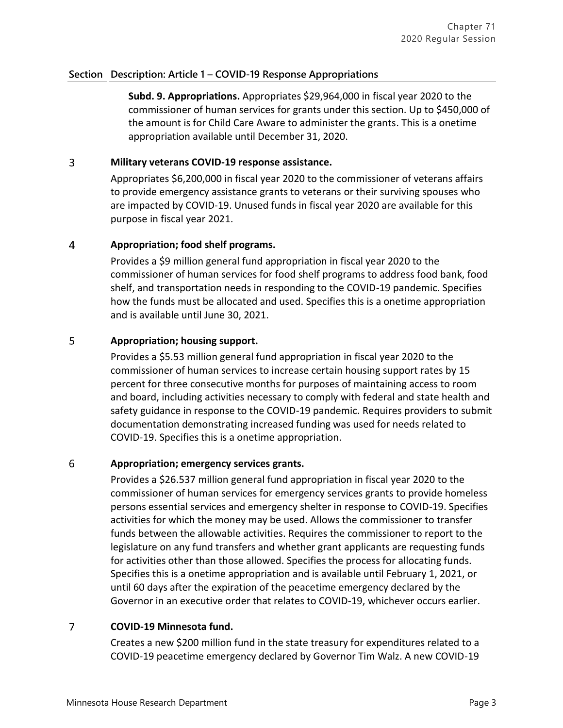| Section | Description: Article 1 – COVID-19 Response Appropriations |
|---|---|
| | **Subd. 9. Appropriations.** Appropriates $29,964,000 in fiscal year 2020 to the commissioner of human services for grants under this section. Up to $450,000 of the amount is for Child Care Aware to administer the grants. This is a onetime appropriation available until December 31, 2020. |
| 3 | **Military veterans COVID-19 response assistance.**<br>Appropriates $6,200,000 in fiscal year 2020 to the commissioner of veterans affairs to provide emergency assistance grants to veterans or their surviving spouses who are impacted by COVID-19. Unused funds in fiscal year 2020 are available for this purpose in fiscal year 2021. |
| 4 | **Appropriation; food shelf programs.**<br>Provides a $9 million general fund appropriation in fiscal year 2020 to the commissioner of human services for food shelf programs to address food bank, food shelf, and transportation needs in responding to the COVID-19 pandemic. Specifies how the funds must be allocated and used. Specifies this is a onetime appropriation and is available until June 30, 2021. |
| 5 | **Appropriation; housing support.**<br>Provides a $5.53 million general fund appropriation in fiscal year 2020 to the commissioner of human services to increase certain housing support rates by 15 percent for three consecutive months for purposes of maintaining access to room and board, including activities necessary to comply with federal and state health and safety guidance in response to the COVID-19 pandemic. Requires providers to submit documentation demonstrating increased funding was used for needs related to COVID-19. Specifies this is a onetime appropriation. |
| 6 | **Appropriation; emergency services grants.**<br>Provides a $26.537 million general fund appropriation in fiscal year 2020 to the commissioner of human services for emergency services grants to provide homeless persons essential services and emergency shelter in response to COVID-19. Specifies activities for which the money may be used. Allows the commissioner to transfer funds between the allowable activities. Requires the commissioner to report to the legislature on any fund transfers and whether grant applicants are requesting funds for activities other than those allowed. Specifies the process for allocating funds. Specifies this is a onetime appropriation and is available until February 1, 2021, or until 60 days after the expiration of the peacetime emergency declared by the Governor in an executive order that relates to COVID-19, whichever occurs earlier. |
| 7 | **COVID-19 Minnesota fund.**<br>Creates a new $200 million fund in the state treasury for expenditures related to a COVID-19 peacetime emergency declared by Governor Tim Walz. A new COVID-19 |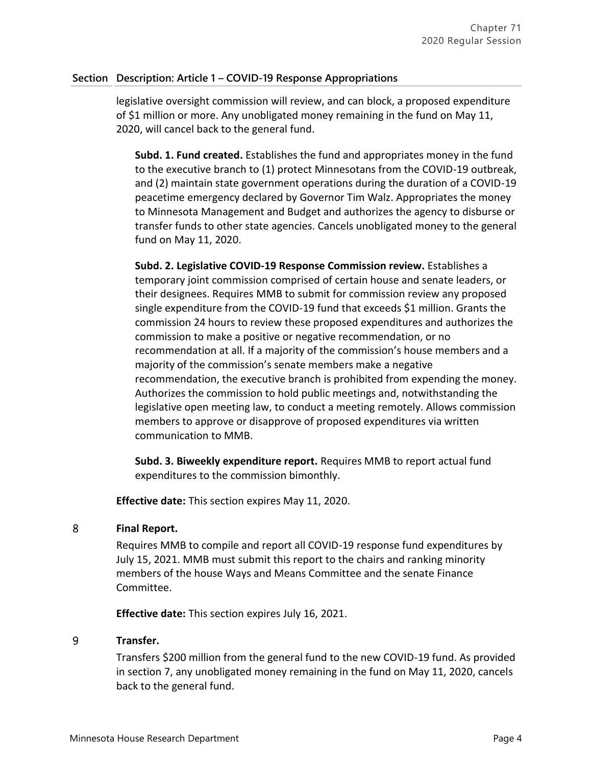| Section | Description: Article 1 – COVID-19 Response Appropriations |
|---|---|

legislative oversight commission will review, and can block, a proposed expenditure of $1 million or more. Any unobligated money remaining in the fund on May 11, 2020, will cancel back to the general fund.

**Subd. 1. Fund created.** Establishes the fund and appropriates money in the fund to the executive branch to (1) protect Minnesotans from the COVID-19 outbreak, and (2) maintain state government operations during the duration of a COVID-19 peacetime emergency declared by Governor Tim Walz. Appropriates the money to Minnesota Management and Budget and authorizes the agency to disburse or transfer funds to other state agencies. Cancels unobligated money to the general fund on May 11, 2020.

**Subd. 2. Legislative COVID-19 Response Commission review.** Establishes a temporary joint commission comprised of certain house and senate leaders, or their designees. Requires MMB to submit for commission review any proposed single expenditure from the COVID-19 fund that exceeds $1 million. Grants the commission 24 hours to review these proposed expenditures and authorizes the commission to make a positive or negative recommendation, or no recommendation at all. If a majority of the commission's house members and a majority of the commission's senate members make a negative recommendation, the executive branch is prohibited from expending the money. Authorizes the commission to hold public meetings and, notwithstanding the legislative open meeting law, to conduct a meeting remotely. Allows commission members to approve or disapprove of proposed expenditures via written communication to MMB.

**Subd. 3. Biweekly expenditure report.** Requires MMB to report actual fund expenditures to the commission bimonthly.

**Effective date:** This section expires May 11, 2020.

## 8 Final Report.

Requires MMB to compile and report all COVID-19 response fund expenditures by July 15, 2021. MMB must submit this report to the chairs and ranking minority members of the house Ways and Means Committee and the senate Finance Committee.

**Effective date:** This section expires July 16, 2021.

## 9 Transfer.

Transfers $200 million from the general fund to the new COVID-19 fund. As provided in section 7, any unobligated money remaining in the fund on May 11, 2020, cancels back to the general fund.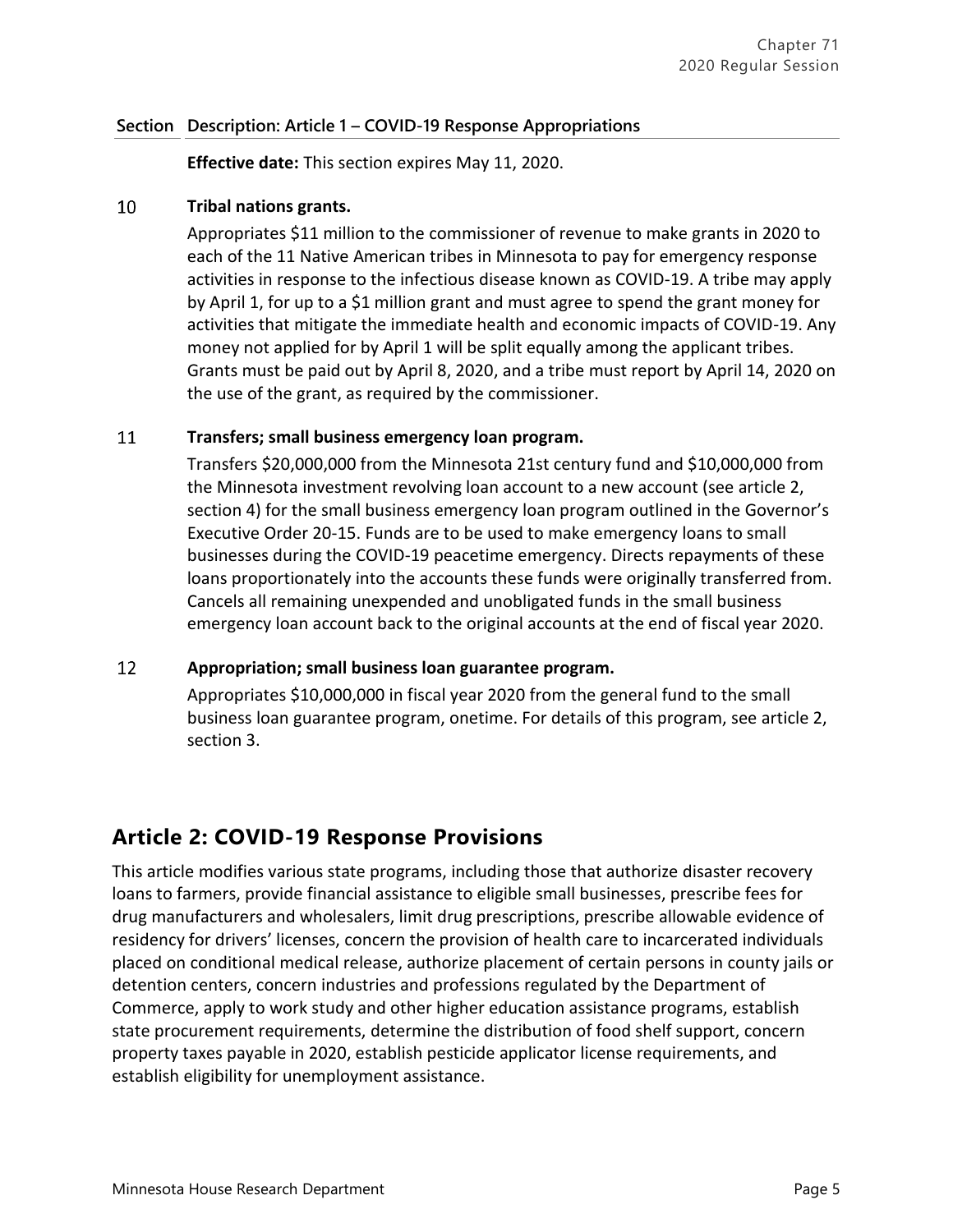| Section | Description: Article 1 – COVID-19 Response Appropriations |
|---|---|
| | **Effective date:** This section expires May 11, 2020. |
| 10 | **Tribal nations grants.** Appropriates $11 million to the commissioner of revenue to make grants in 2020 to each of the 11 Native American tribes in Minnesota to pay for emergency response activities in response to the infectious disease known as COVID-19. A tribe may apply by April 1, for up to a $1 million grant and must agree to spend the grant money for activities that mitigate the immediate health and economic impacts of COVID-19. Any money not applied for by April 1 will be split equally among the applicant tribes. Grants must be paid out by April 8, 2020, and a tribe must report by April 14, 2020 on the use of the grant, as required by the commissioner. |
| 11 | **Transfers; small business emergency loan program.** Transfers $20,000,000 from the Minnesota 21st century fund and $10,000,000 from the Minnesota investment revolving loan account to a new account (see article 2, section 4) for the small business emergency loan program outlined in the Governor's Executive Order 20-15. Funds are to be used to make emergency loans to small businesses during the COVID-19 peacetime emergency. Directs repayments of these loans proportionately into the accounts these funds were originally transferred from. Cancels all remaining unexpended and unobligated funds in the small business emergency loan account back to the original accounts at the end of fiscal year 2020. |
| 12 | **Appropriation; small business loan guarantee program.** Appropriates $10,000,000 in fiscal year 2020 from the general fund to the small business loan guarantee program, onetime. For details of this program, see article 2, section 3. |

## Article 2: COVID-19 Response Provisions

This article modifies various state programs, including those that authorize disaster recovery loans to farmers, provide financial assistance to eligible small businesses, prescribe fees for drug manufacturers and wholesalers, limit drug prescriptions, prescribe allowable evidence of residency for drivers' licenses, concern the provision of health care to incarcerated individuals placed on conditional medical release, authorize placement of certain persons in county jails or detention centers, concern industries and professions regulated by the Department of Commerce, apply to work study and other higher education assistance programs, establish state procurement requirements, determine the distribution of food shelf support, concern property taxes payable in 2020, establish pesticide applicator license requirements, and establish eligibility for unemployment assistance.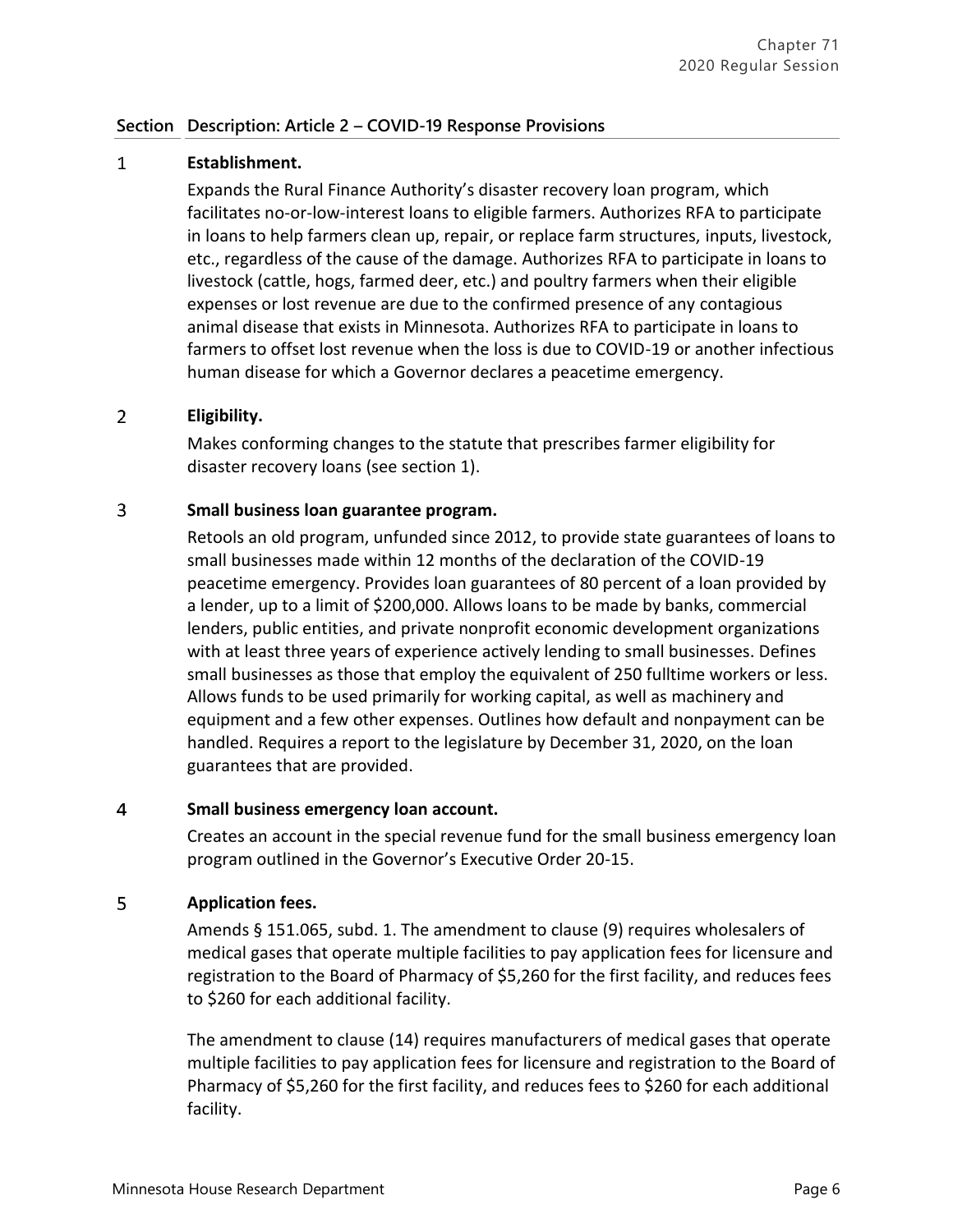| Section | Description: Article 2 – COVID-19 Response Provisions |
|---|---|
| 1 | **Establishment.**<br>Expands the Rural Finance Authority's disaster recovery loan program, which facilitates no-or-low-interest loans to eligible farmers. Authorizes RFA to participate in loans to help farmers clean up, repair, or replace farm structures, inputs, livestock, etc., regardless of the cause of the damage. Authorizes RFA to participate in loans to livestock (cattle, hogs, farmed deer, etc.) and poultry farmers when their eligible expenses or lost revenue are due to the confirmed presence of any contagious animal disease that exists in Minnesota. Authorizes RFA to participate in loans to farmers to offset lost revenue when the loss is due to COVID-19 or another infectious human disease for which a Governor declares a peacetime emergency. |
| 2 | **Eligibility.**<br>Makes conforming changes to the statute that prescribes farmer eligibility for disaster recovery loans (see section 1). |
| 3 | **Small business loan guarantee program.**<br>Retools an old program, unfunded since 2012, to provide state guarantees of loans to small businesses made within 12 months of the declaration of the COVID-19 peacetime emergency. Provides loan guarantees of 80 percent of a loan provided by a lender, up to a limit of $200,000. Allows loans to be made by banks, commercial lenders, public entities, and private nonprofit economic development organizations with at least three years of experience actively lending to small businesses. Defines small businesses as those that employ the equivalent of 250 fulltime workers or less. Allows funds to be used primarily for working capital, as well as machinery and equipment and a few other expenses. Outlines how default and nonpayment can be handled. Requires a report to the legislature by December 31, 2020, on the loan guarantees that are provided. |
| 4 | **Small business emergency loan account.**<br>Creates an account in the special revenue fund for the small business emergency loan program outlined in the Governor's Executive Order 20-15. |
| 5 | **Application fees.**<br>Amends § 151.065, subd. 1. The amendment to clause (9) requires wholesalers of medical gases that operate multiple facilities to pay application fees for licensure and registration to the Board of Pharmacy of $5,260 for the first facility, and reduces fees to $260 for each additional facility.<br><br>The amendment to clause (14) requires manufacturers of medical gases that operate multiple facilities to pay application fees for licensure and registration to the Board of Pharmacy of $5,260 for the first facility, and reduces fees to $260 for each additional facility. |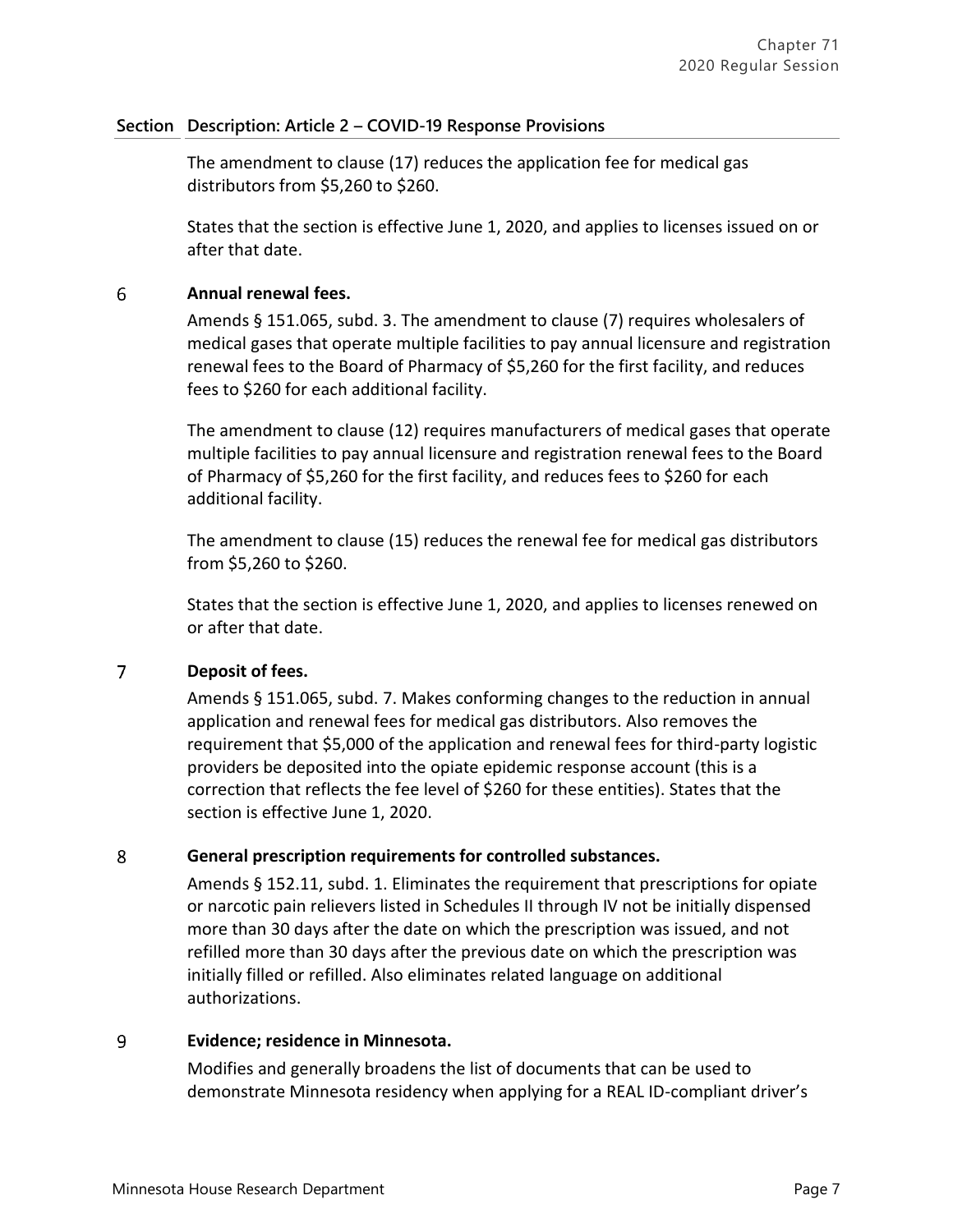| Section | Description: Article 2 – COVID-19 Response Provisions |
|---|---|
| | The amendment to clause (17) reduces the application fee for medical gas distributors from $5,260 to $260.<br><br>States that the section is effective June 1, 2020, and applies to licenses issued on or after that date. |
| 6 | **Annual renewal fees.**<br><br>Amends § 151.065, subd. 3. The amendment to clause (7) requires wholesalers of medical gases that operate multiple facilities to pay annual licensure and registration renewal fees to the Board of Pharmacy of $5,260 for the first facility, and reduces fees to $260 for each additional facility.<br><br>The amendment to clause (12) requires manufacturers of medical gases that operate multiple facilities to pay annual licensure and registration renewal fees to the Board of Pharmacy of $5,260 for the first facility, and reduces fees to $260 for each additional facility.<br><br>The amendment to clause (15) reduces the renewal fee for medical gas distributors from $5,260 to $260.<br><br>States that the section is effective June 1, 2020, and applies to licenses renewed on or after that date. |
| 7 | **Deposit of fees.**<br><br>Amends § 151.065, subd. 7. Makes conforming changes to the reduction in annual application and renewal fees for medical gas distributors. Also removes the requirement that $5,000 of the application and renewal fees for third-party logistic providers be deposited into the opiate epidemic response account (this is a correction that reflects the fee level of $260 for these entities). States that the section is effective June 1, 2020. |
| 8 | **General prescription requirements for controlled substances.**<br><br>Amends § 152.11, subd. 1. Eliminates the requirement that prescriptions for opiate or narcotic pain relievers listed in Schedules II through IV not be initially dispensed more than 30 days after the date on which the prescription was issued, and not refilled more than 30 days after the previous date on which the prescription was initially filled or refilled. Also eliminates related language on additional authorizations. |
| 9 | **Evidence; residence in Minnesota.**<br><br>Modifies and generally broadens the list of documents that can be used to demonstrate Minnesota residency when applying for a REAL ID-compliant driver's |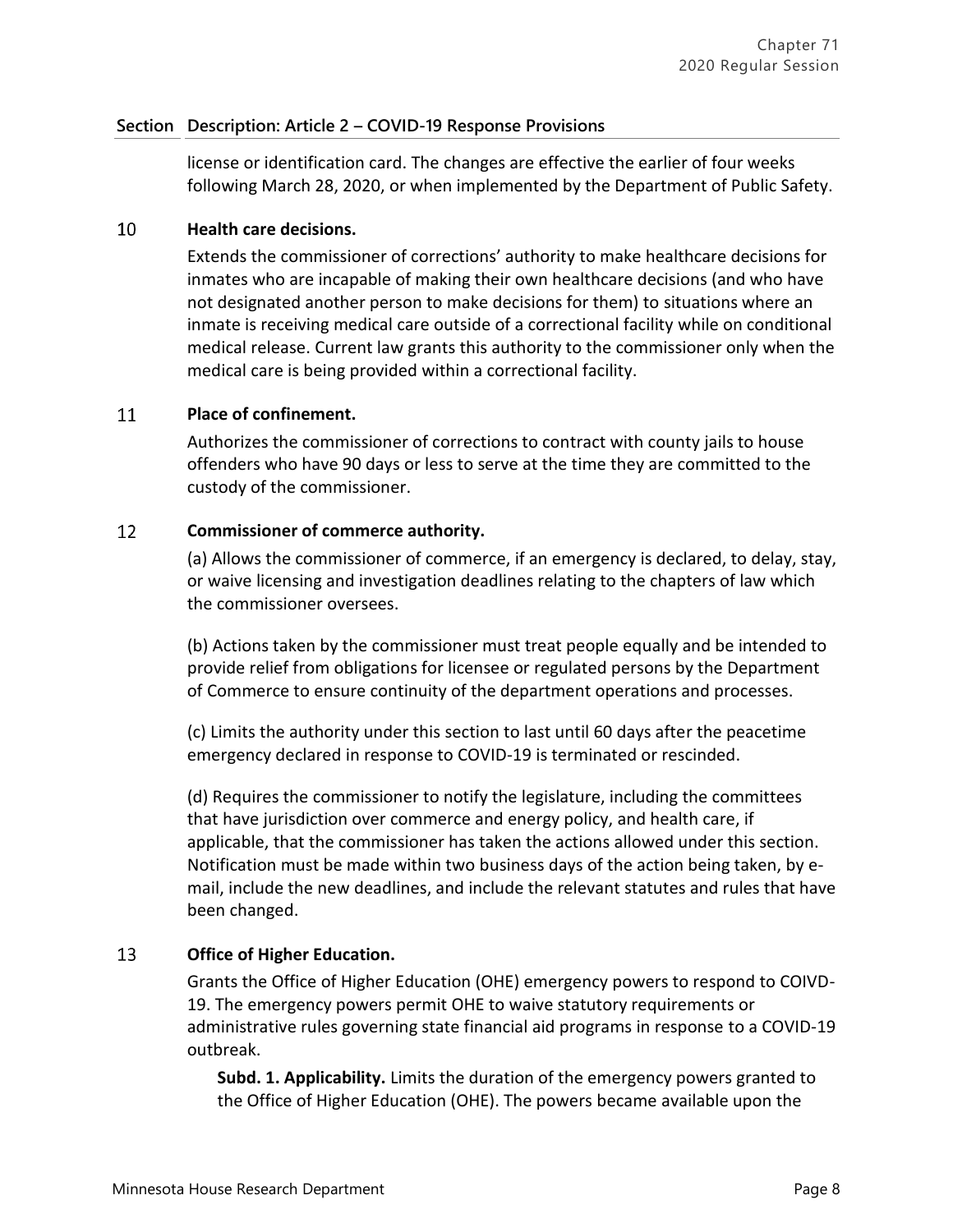| Section | Description: Article 2 – COVID-19 Response Provisions |
|---|---|
| | license or identification card. The changes are effective the earlier of four weeks following March 28, 2020, or when implemented by the Department of Public Safety. |
| 10 | **Health care decisions.**<br>Extends the commissioner of corrections' authority to make healthcare decisions for inmates who are incapable of making their own healthcare decisions (and who have not designated another person to make decisions for them) to situations where an inmate is receiving medical care outside of a correctional facility while on conditional medical release. Current law grants this authority to the commissioner only when the medical care is being provided within a correctional facility. |
| 11 | **Place of confinement.**<br>Authorizes the commissioner of corrections to contract with county jails to house offenders who have 90 days or less to serve at the time they are committed to the custody of the commissioner. |
| 12 | **Commissioner of commerce authority.**<br>(a) Allows the commissioner of commerce, if an emergency is declared, to delay, stay, or waive licensing and investigation deadlines relating to the chapters of law which the commissioner oversees.<br><br>(b) Actions taken by the commissioner must treat people equally and be intended to provide relief from obligations for licensee or regulated persons by the Department of Commerce to ensure continuity of the department operations and processes.<br><br>(c) Limits the authority under this section to last until 60 days after the peacetime emergency declared in response to COVID-19 is terminated or rescinded.<br><br>(d) Requires the commissioner to notify the legislature, including the committees that have jurisdiction over commerce and energy policy, and health care, if applicable, that the commissioner has taken the actions allowed under this section. Notification must be made within two business days of the action being taken, by e-mail, include the new deadlines, and include the relevant statutes and rules that have been changed. |
| 13 | **Office of Higher Education.**<br>Grants the Office of Higher Education (OHE) emergency powers to respond to COIVD-19. The emergency powers permit OHE to waive statutory requirements or administrative rules governing state financial aid programs in response to a COVID-19 outbreak.<br><br>**Subd. 1. Applicability.** Limits the duration of the emergency powers granted to the Office of Higher Education (OHE). The powers became available upon the |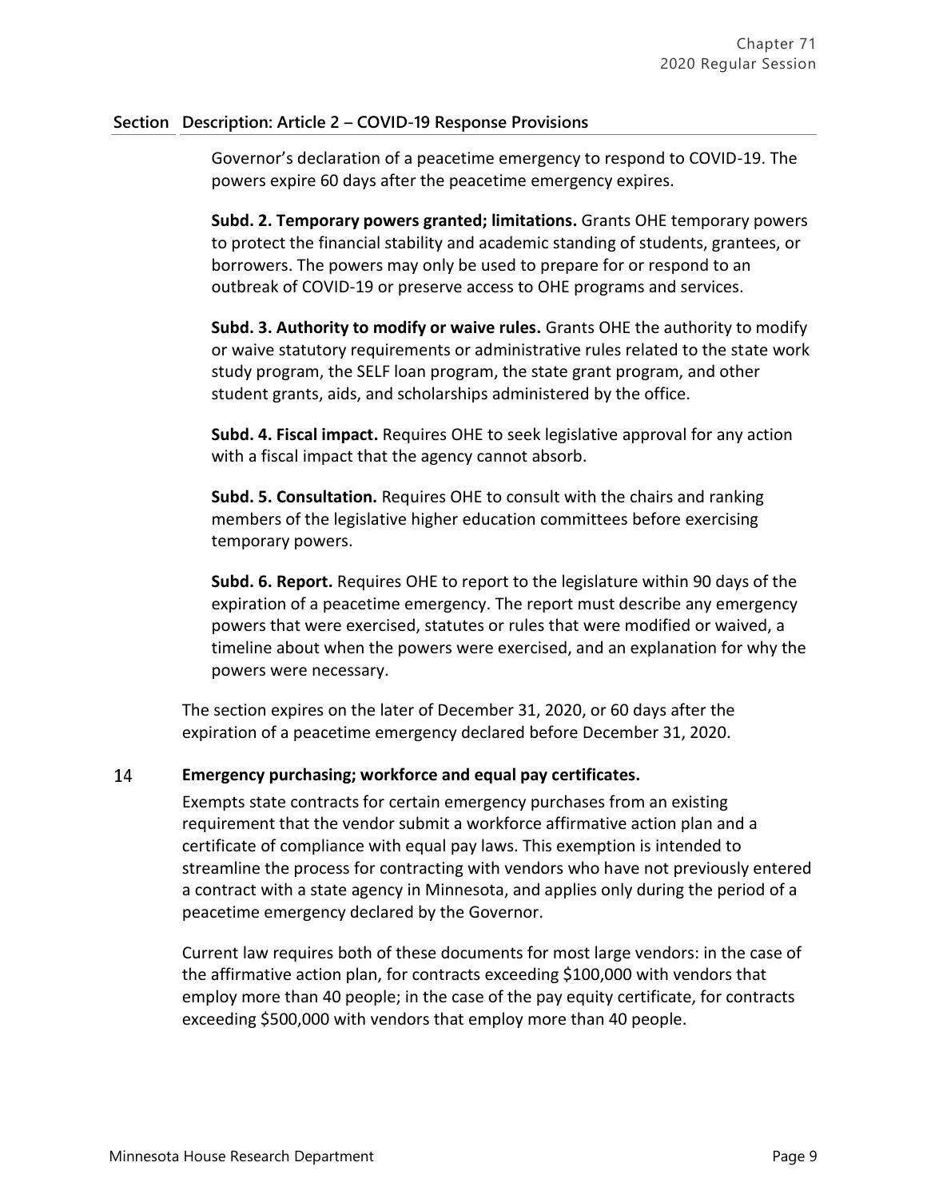| Section | Description: Article 2 – COVID-19 Response Provisions |
|---|---|
| | Governor's declaration of a peacetime emergency to respond to COVID-19. The powers expire 60 days after the peacetime emergency expires.<br><br>**Subd. 2. Temporary powers granted; limitations.** Grants OHE temporary powers to protect the financial stability and academic standing of students, grantees, or borrowers. The powers may only be used to prepare for or respond to an outbreak of COVID-19 or preserve access to OHE programs and services.<br><br>**Subd. 3. Authority to modify or waive rules.** Grants OHE the authority to modify or waive statutory requirements or administrative rules related to the state work study program, the SELF loan program, the state grant program, and other student grants, aids, and scholarships administered by the office.<br><br>**Subd. 4. Fiscal impact.** Requires OHE to seek legislative approval for any action with a fiscal impact that the agency cannot absorb.<br><br>**Subd. 5. Consultation.** Requires OHE to consult with the chairs and ranking members of the legislative higher education committees before exercising temporary powers.<br><br>**Subd. 6. Report.** Requires OHE to report to the legislature within 90 days of the expiration of a peacetime emergency. The report must describe any emergency powers that were exercised, statutes or rules that were modified or waived, a timeline about when the powers were exercised, and an explanation for why the powers were necessary.<br><br>The section expires on the later of December 31, 2020, or 60 days after the expiration of a peacetime emergency declared before December 31, 2020. |
| 14 | **Emergency purchasing; workforce and equal pay certificates.**<br><br>Exempts state contracts for certain emergency purchases from an existing requirement that the vendor submit a workforce affirmative action plan and a certificate of compliance with equal pay laws. This exemption is intended to streamline the process for contracting with vendors who have not previously entered a contract with a state agency in Minnesota, and applies only during the period of a peacetime emergency declared by the Governor.<br><br>Current law requires both of these documents for most large vendors: in the case of the affirmative action plan, for contracts exceeding $100,000 with vendors that employ more than 40 people; in the case of the pay equity certificate, for contracts exceeding $500,000 with vendors that employ more than 40 people. |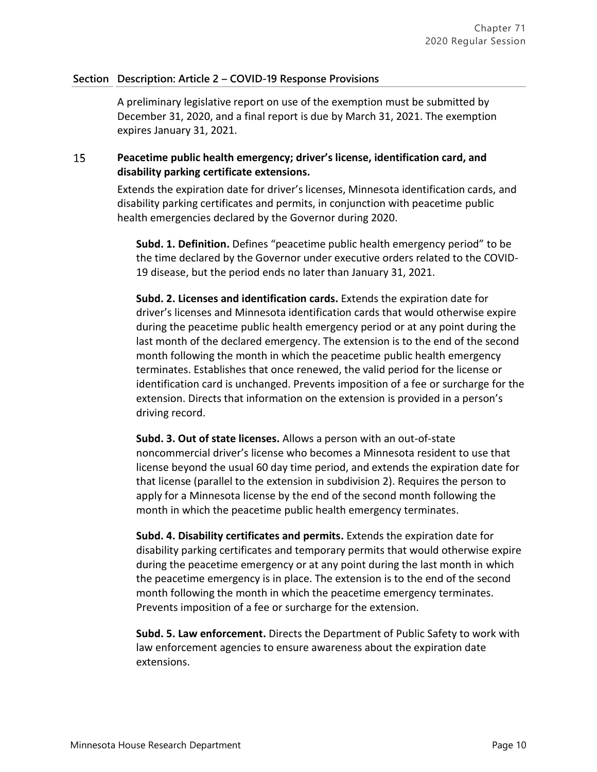| Section | Description: Article 2 – COVID-19 Response Provisions |
|---|---|

A preliminary legislative report on use of the exemption must be submitted by December 31, 2020, and a final report is due by March 31, 2021. The exemption expires January 31, 2021.

**15 Peacetime public health emergency; driver's license, identification card, and disability parking certificate extensions.**

Extends the expiration date for driver's licenses, Minnesota identification cards, and disability parking certificates and permits, in conjunction with peacetime public health emergencies declared by the Governor during 2020.

**Subd. 1. Definition.** Defines "peacetime public health emergency period" to be the time declared by the Governor under executive orders related to the COVID-19 disease, but the period ends no later than January 31, 2021.

**Subd. 2. Licenses and identification cards.** Extends the expiration date for driver's licenses and Minnesota identification cards that would otherwise expire during the peacetime public health emergency period or at any point during the last month of the declared emergency. The extension is to the end of the second month following the month in which the peacetime public health emergency terminates. Establishes that once renewed, the valid period for the license or identification card is unchanged. Prevents imposition of a fee or surcharge for the extension. Directs that information on the extension is provided in a person's driving record.

**Subd. 3. Out of state licenses.** Allows a person with an out-of-state noncommercial driver's license who becomes a Minnesota resident to use that license beyond the usual 60 day time period, and extends the expiration date for that license (parallel to the extension in subdivision 2). Requires the person to apply for a Minnesota license by the end of the second month following the month in which the peacetime public health emergency terminates.

**Subd. 4. Disability certificates and permits.** Extends the expiration date for disability parking certificates and temporary permits that would otherwise expire during the peacetime emergency or at any point during the last month in which the peacetime emergency is in place. The extension is to the end of the second month following the month in which the peacetime emergency terminates. Prevents imposition of a fee or surcharge for the extension.

**Subd. 5. Law enforcement.** Directs the Department of Public Safety to work with law enforcement agencies to ensure awareness about the expiration date extensions.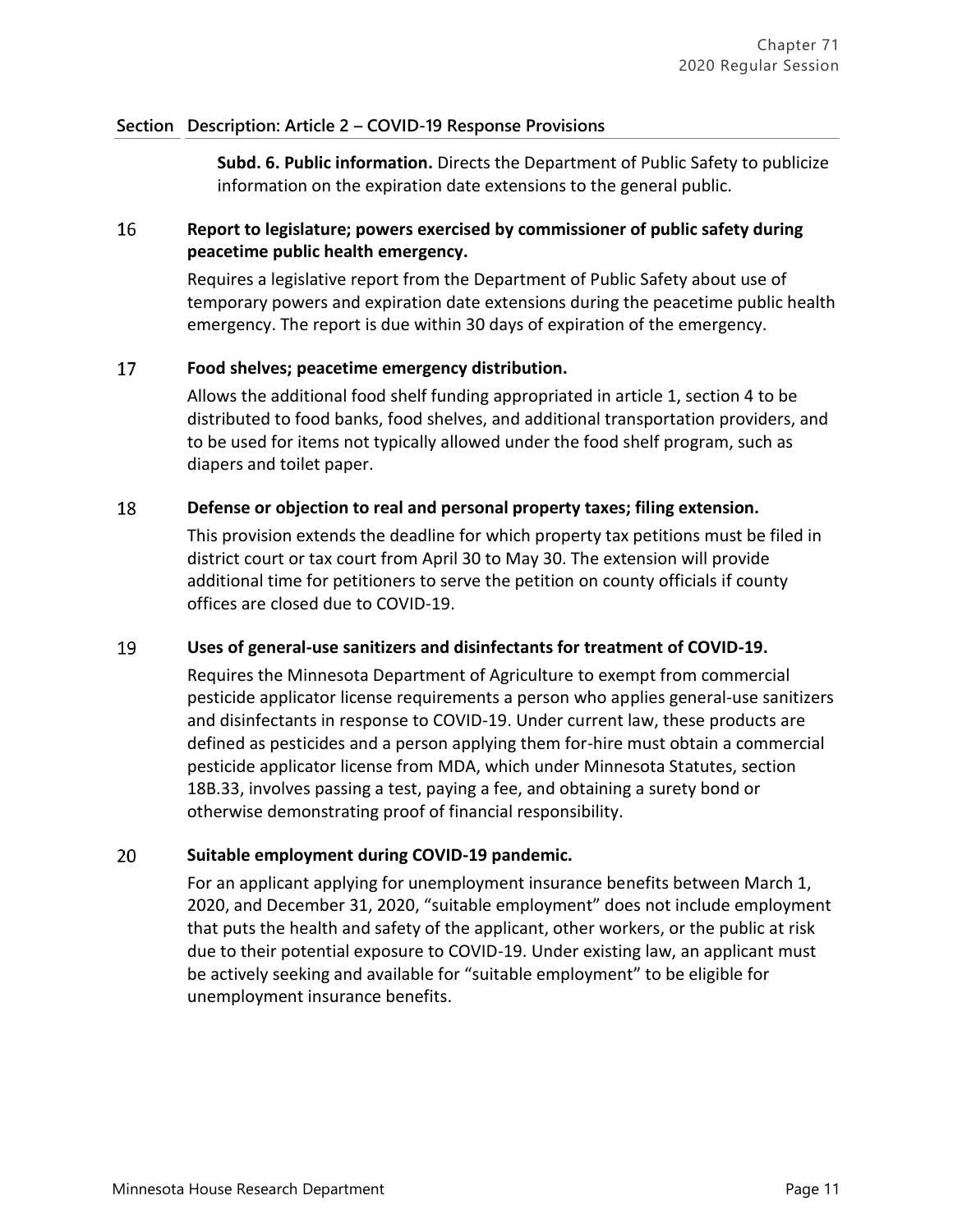| Section | Description: Article 2 – COVID-19 Response Provisions |
|---|---|
| | **Subd. 6. Public information.** Directs the Department of Public Safety to publicize information on the expiration date extensions to the general public. |
| 16 | **Report to legislature; powers exercised by commissioner of public safety during peacetime public health emergency.**<br>Requires a legislative report from the Department of Public Safety about use of temporary powers and expiration date extensions during the peacetime public health emergency. The report is due within 30 days of expiration of the emergency. |
| 17 | **Food shelves; peacetime emergency distribution.**<br>Allows the additional food shelf funding appropriated in article 1, section 4 to be distributed to food banks, food shelves, and additional transportation providers, and to be used for items not typically allowed under the food shelf program, such as diapers and toilet paper. |
| 18 | **Defense or objection to real and personal property taxes; filing extension.**<br>This provision extends the deadline for which property tax petitions must be filed in district court or tax court from April 30 to May 30. The extension will provide additional time for petitioners to serve the petition on county officials if county offices are closed due to COVID-19. |
| 19 | **Uses of general-use sanitizers and disinfectants for treatment of COVID-19.**<br>Requires the Minnesota Department of Agriculture to exempt from commercial pesticide applicator license requirements a person who applies general-use sanitizers and disinfectants in response to COVID-19. Under current law, these products are defined as pesticides and a person applying them for-hire must obtain a commercial pesticide applicator license from MDA, which under Minnesota Statutes, section 18B.33, involves passing a test, paying a fee, and obtaining a surety bond or otherwise demonstrating proof of financial responsibility. |
| 20 | **Suitable employment during COVID-19 pandemic.**<br>For an applicant applying for unemployment insurance benefits between March 1, 2020, and December 31, 2020, "suitable employment" does not include employment that puts the health and safety of the applicant, other workers, or the public at risk due to their potential exposure to COVID-19. Under existing law, an applicant must be actively seeking and available for "suitable employment" to be eligible for unemployment insurance benefits. |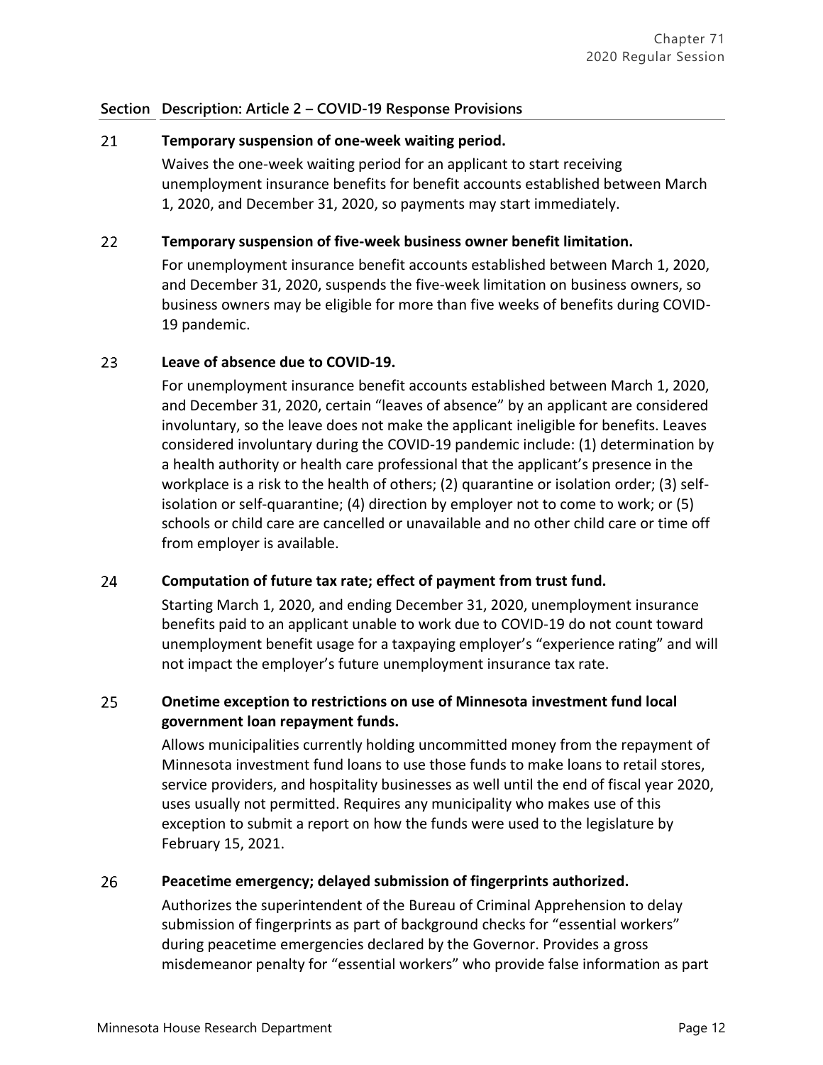| Section | Description: Article 2 – COVID-19 Response Provisions |
|---|---|
| 21 | **Temporary suspension of one-week waiting period.** Waives the one-week waiting period for an applicant to start receiving unemployment insurance benefits for benefit accounts established between March 1, 2020, and December 31, 2020, so payments may start immediately. |
| 22 | **Temporary suspension of five-week business owner benefit limitation.** For unemployment insurance benefit accounts established between March 1, 2020, and December 31, 2020, suspends the five-week limitation on business owners, so business owners may be eligible for more than five weeks of benefits during COVID-19 pandemic. |
| 23 | **Leave of absence due to COVID-19.** For unemployment insurance benefit accounts established between March 1, 2020, and December 31, 2020, certain "leaves of absence" by an applicant are considered involuntary, so the leave does not make the applicant ineligible for benefits. Leaves considered involuntary during the COVID-19 pandemic include: (1) determination by a health authority or health care professional that the applicant's presence in the workplace is a risk to the health of others; (2) quarantine or isolation order; (3) self-isolation or self-quarantine; (4) direction by employer not to come to work; or (5) schools or child care are cancelled or unavailable and no other child care or time off from employer is available. |
| 24 | **Computation of future tax rate; effect of payment from trust fund.** Starting March 1, 2020, and ending December 31, 2020, unemployment insurance benefits paid to an applicant unable to work due to COVID-19 do not count toward unemployment benefit usage for a taxpaying employer's "experience rating" and will not impact the employer's future unemployment insurance tax rate. |
| 25 | **Onetime exception to restrictions on use of Minnesota investment fund local government loan repayment funds.** Allows municipalities currently holding uncommitted money from the repayment of Minnesota investment fund loans to use those funds to make loans to retail stores, service providers, and hospitality businesses as well until the end of fiscal year 2020, uses usually not permitted. Requires any municipality who makes use of this exception to submit a report on how the funds were used to the legislature by February 15, 2021. |
| 26 | **Peacetime emergency; delayed submission of fingerprints authorized.** Authorizes the superintendent of the Bureau of Criminal Apprehension to delay submission of fingerprints as part of background checks for "essential workers" during peacetime emergencies declared by the Governor. Provides a gross misdemeanor penalty for "essential workers" who provide false information as part |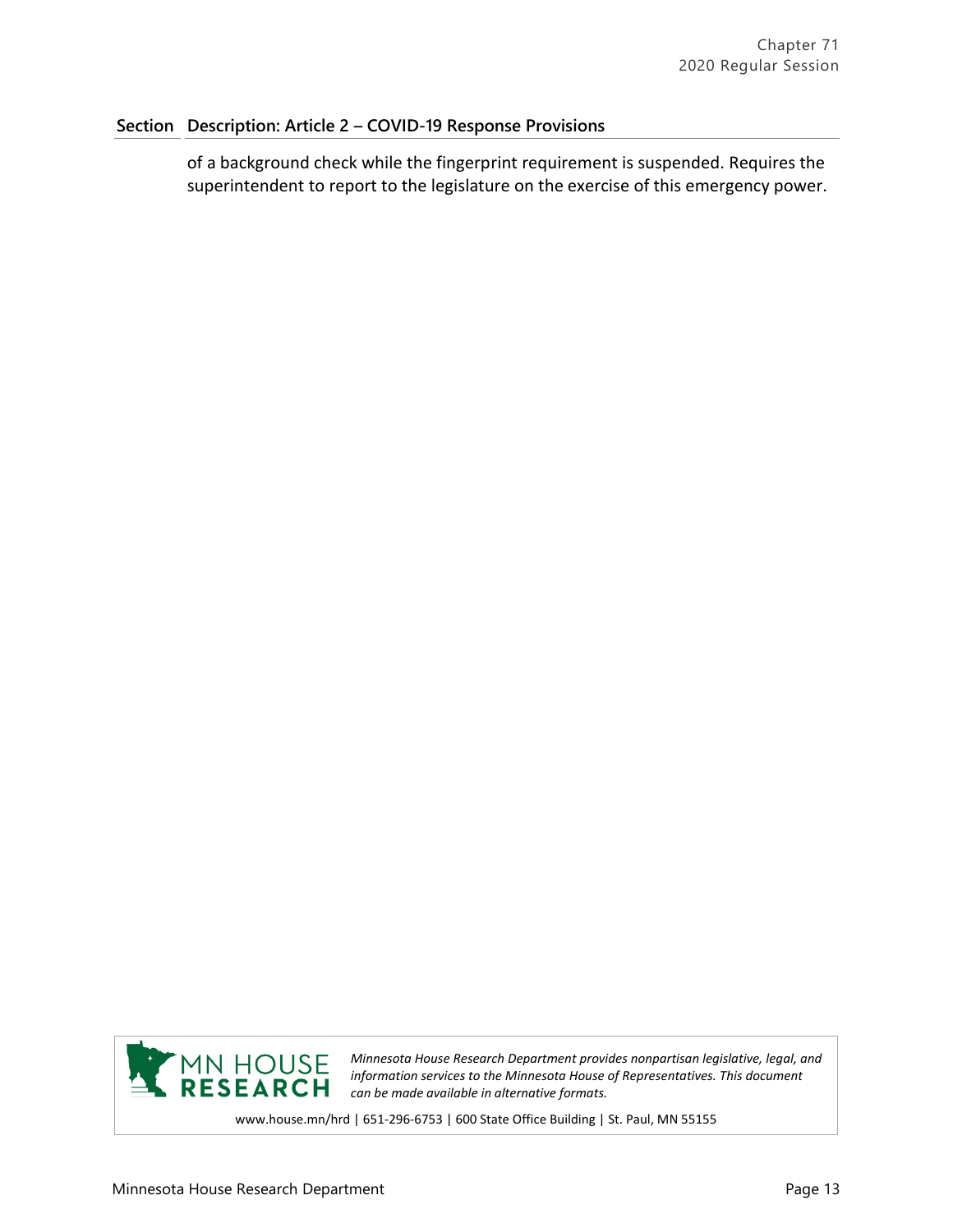| Section | Description: Article 2 – COVID-19 Response Provisions |
|---|---|
| | of a background check while the fingerprint requirement is suspended. Requires the superintendent to report to the legislature on the exercise of this emergency power. |

MN HOUSE RESEARCH

*Minnesota House Research Department provides nonpartisan legislative, legal, and information services to the Minnesota House of Representatives. This document can be made available in alternative formats.*

www.house.mn/hrd | 651-296-6753 | 600 State Office Building | St. Paul, MN 55155